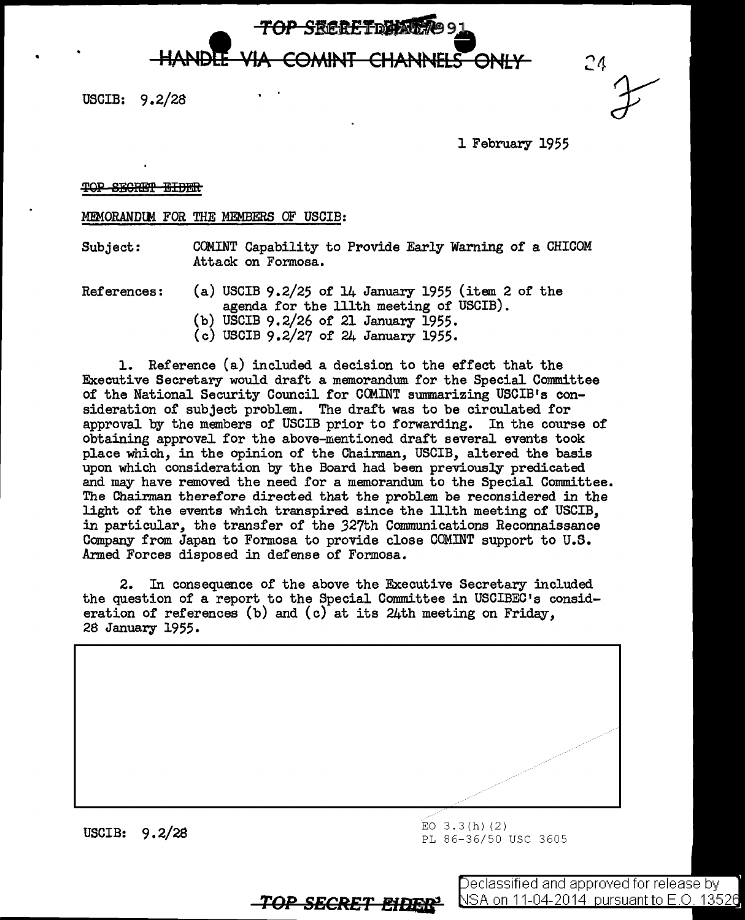TOP SECRET EIDER 91

HANDLE VIA COMINT CHANNELS ONLY

USCIB: 9.2/28

1 February 1955

~~TOP SECRET EIDER~~

MEMORANDUM FOR THE MEMBERS OF USCIB:

Subject: COMINT Capability to Provide Early Warning of a CHICOM Attack on Formosa.

References:
(a) USCIB 9.2/25 of 14 January 1955 (item 2 of the agenda for the 111th meeting of USCIB).
(b) USCIB 9.2/26 of 21 January 1955.
(c) USCIB 9.2/27 of 24 January 1955.

1. Reference (a) included a decision to the effect that the Executive Secretary would draft a memorandum for the Special Committee of the National Security Council for COMINT summarizing USCIB's consideration of subject problem. The draft was to be circulated for approval by the members of USCIB prior to forwarding. In the course of obtaining approval for the above-mentioned draft several events took place which, in the opinion of the Chairman, USCIB, altered the basis upon which consideration by the Board had been previously predicated and may have removed the need for a memorandum to the Special Committee. The Chairman therefore directed that the problem be reconsidered in the light of the events which transpired since the 111th meeting of USCIB, in particular, the transfer of the 327th Communications Reconnaissance Company from Japan to Formosa to provide close COMINT support to U.S. Armed Forces disposed in defense of Formosa.

2. In consequence of the above the Executive Secretary included the question of a report to the Special Committee in USCIBEC's consideration of references (b) and (c) at its 24th meeting on Friday, 28 January 1955.

USCIB: 9.2/28

EO 3.3(h)(2)
PL 86-36/50 USC 3605

TOP SECRET EIDER

Declassified and approved for release by NSA on 11-04-2014 pursuant to E.O. 13526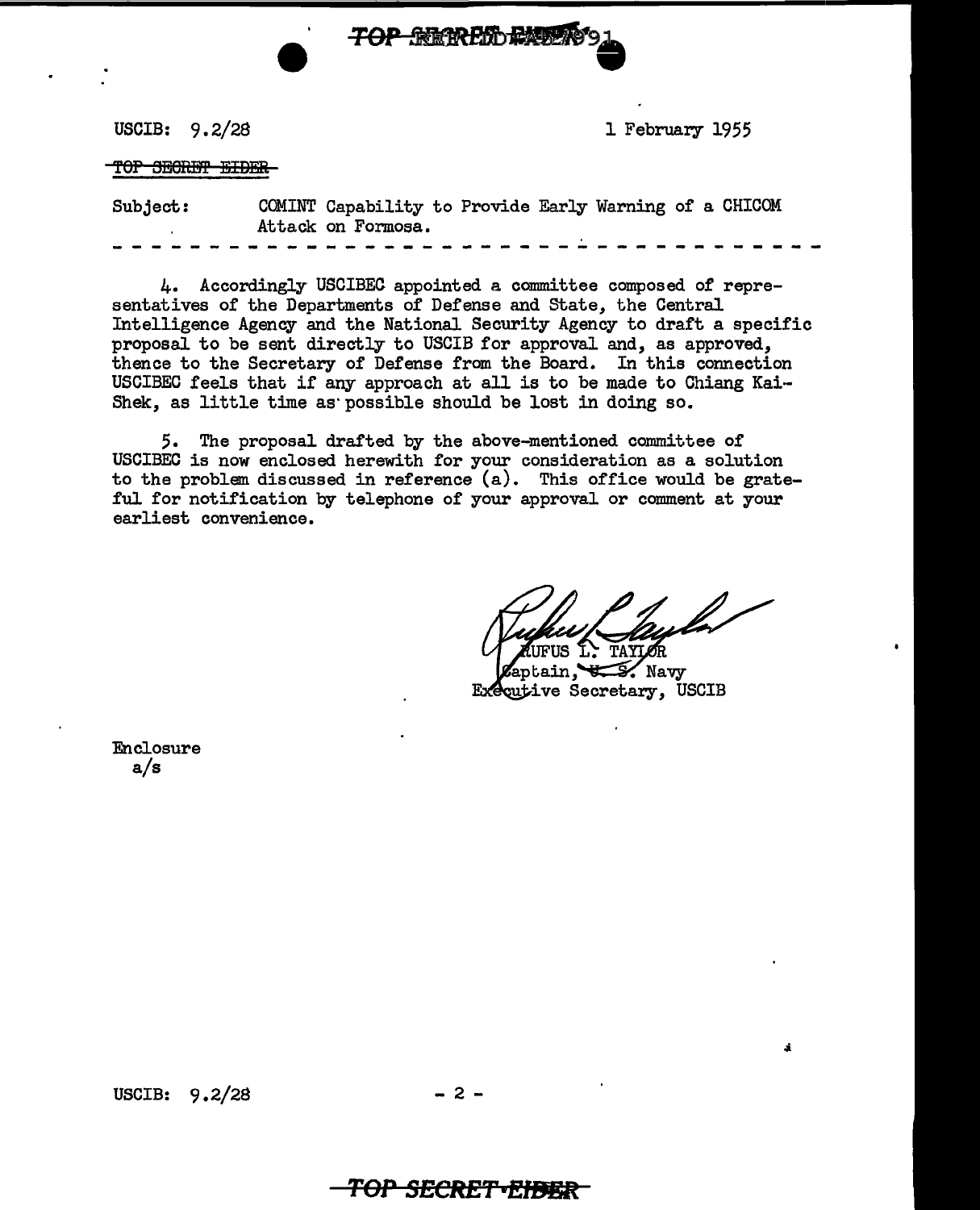USCIB: 9.2/28 — 1 February 1955

~~TOP SECRET EIDER~~

Subject: COMINT Capability to Provide Early Warning of a CHICOM Attack on Formosa.

- - - - - - - - - - - - - - - - - - - - - - - - - - - - - - - - - - - -

4. Accordingly USCIBEC appointed a committee composed of representatives of the Departments of Defense and State, the Central Intelligence Agency and the National Security Agency to draft a specific proposal to be sent directly to USCIB for approval and, as approved, thence to the Secretary of Defense from the Board. In this connection USCIBEC feels that if any approach at all is to be made to Chiang Kai-Shek, as little time as possible should be lost in doing so.

5. The proposal drafted by the above-mentioned committee of USCIBEC is now enclosed herewith for your consideration as a solution to the problem discussed in reference (a). This office would be grateful for notification by telephone of your approval or comment at your earliest convenience.

RUFUS L. TAYLOR
Captain, ~~U. S.~~ Navy
Executive Secretary, USCIB

Enclosure
a/s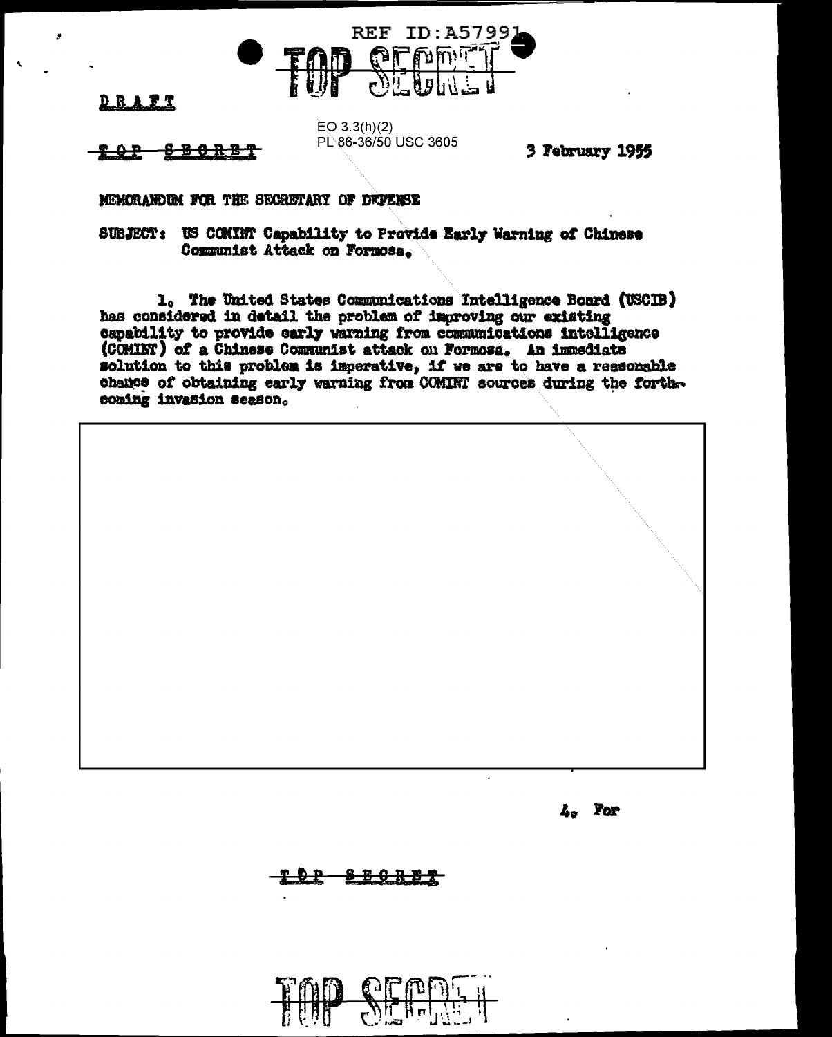REF ID:A57991

TOP SECRET

DRAFT

EO 3.3(h)(2)
PL 86-36/50 USC 3605

TOP SECRET

3 February 1955

MEMORANDUM FOR THE SECRETARY OF DEFENSE

SUBJECT: US COMINT Capability to Provide Early Warning of Chinese Communist Attack on Formosa.

1. The United States Communications Intelligence Board (USCIB) has considered in detail the problem of improving our existing capability to provide early warning from communications intelligence (COMINT) of a Chinese Communist attack on Formosa. An immediate solution to this problem is imperative, if we are to have a reasonable chance of obtaining early warning from COMINT sources during the forthcoming invasion season.

4. For

TOP SECRET

TOP SECRET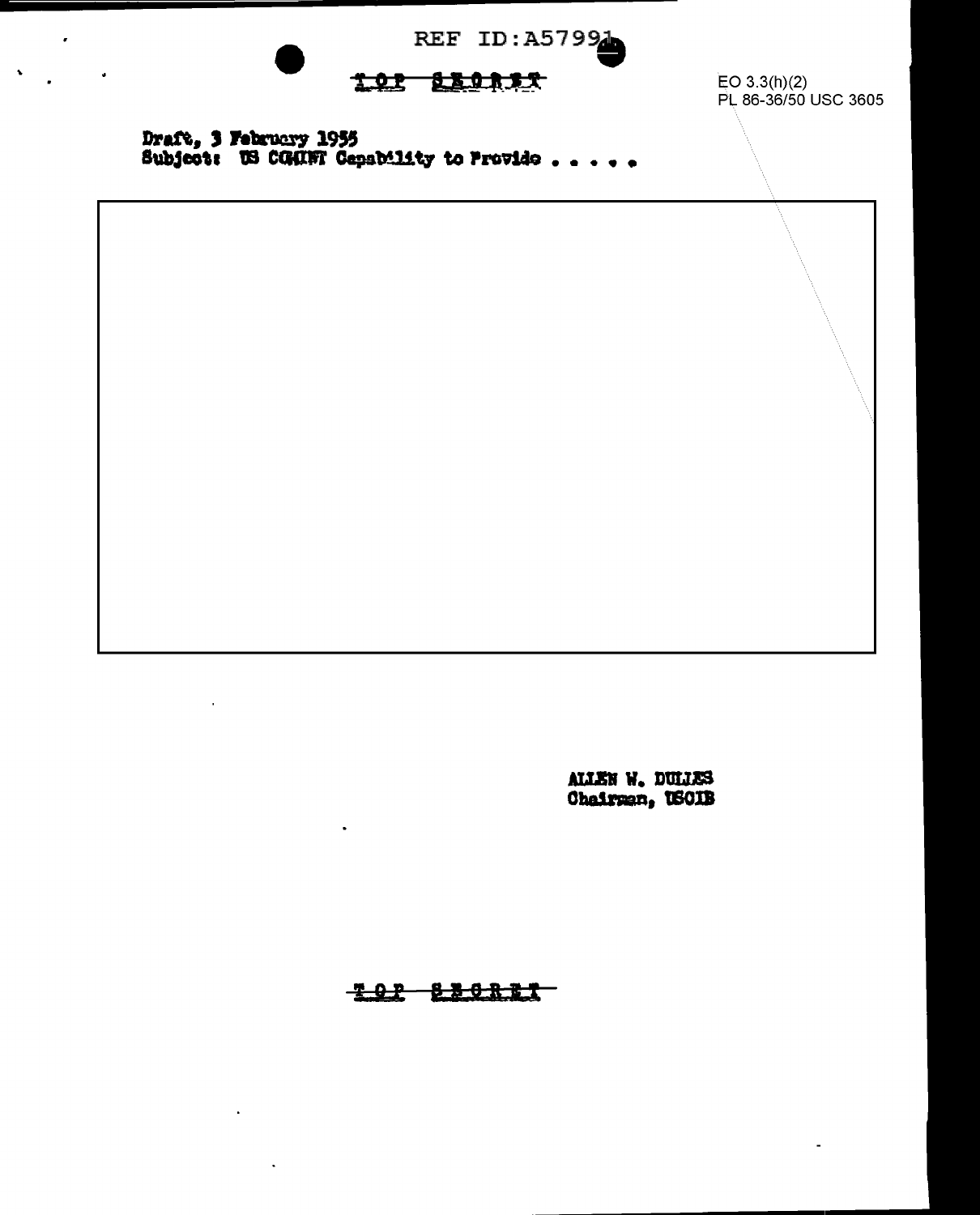REF ID:A57991

TOP SECRET

EO 3.3(h)(2)
PL 86-36/50 USC 3605

Draft, 3 February 1955
Subject: US COMINT Capability to Provide . . . . .

ALLEN W. DULLES
Chairman, USCIB

TOP SECRET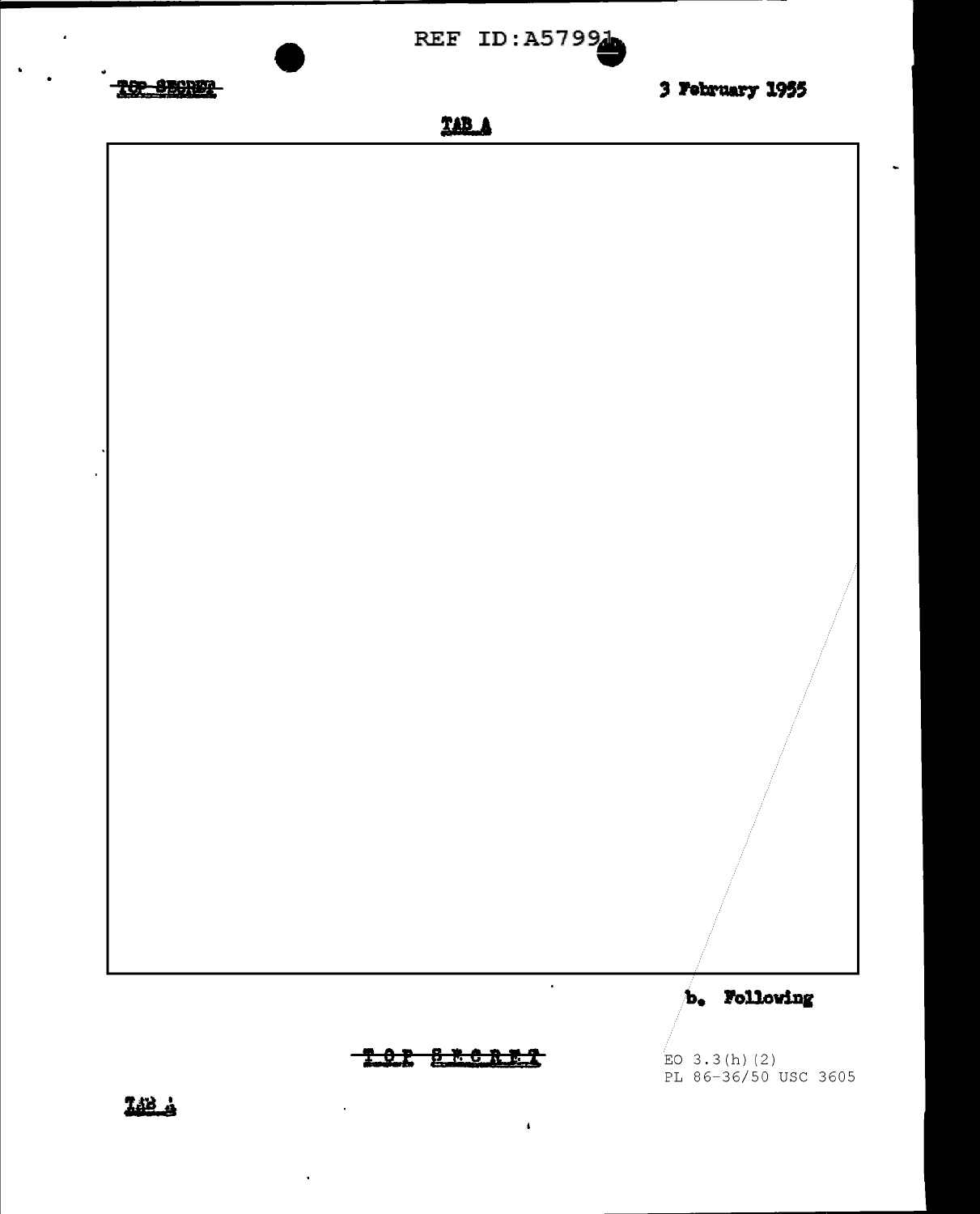TOP SECRET

3 February 1955

TAB A

b. Following

TOP SECRET

EO 3.3(h)(2)
PL 86-36/50 USC 3605

TAB A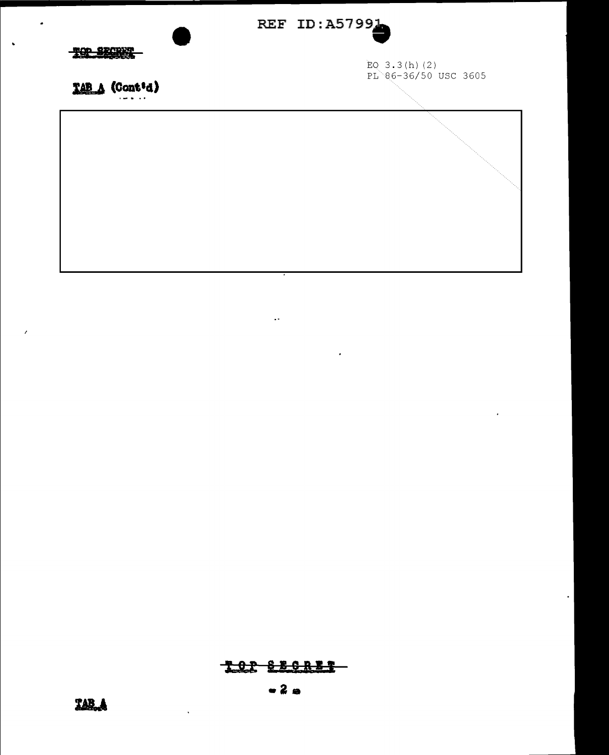TOP SECRET

EO 3.3(h)(2)
PL 86-36/50 USC 3605

TAB A (Cont'd)

TOP SECRET

TAB A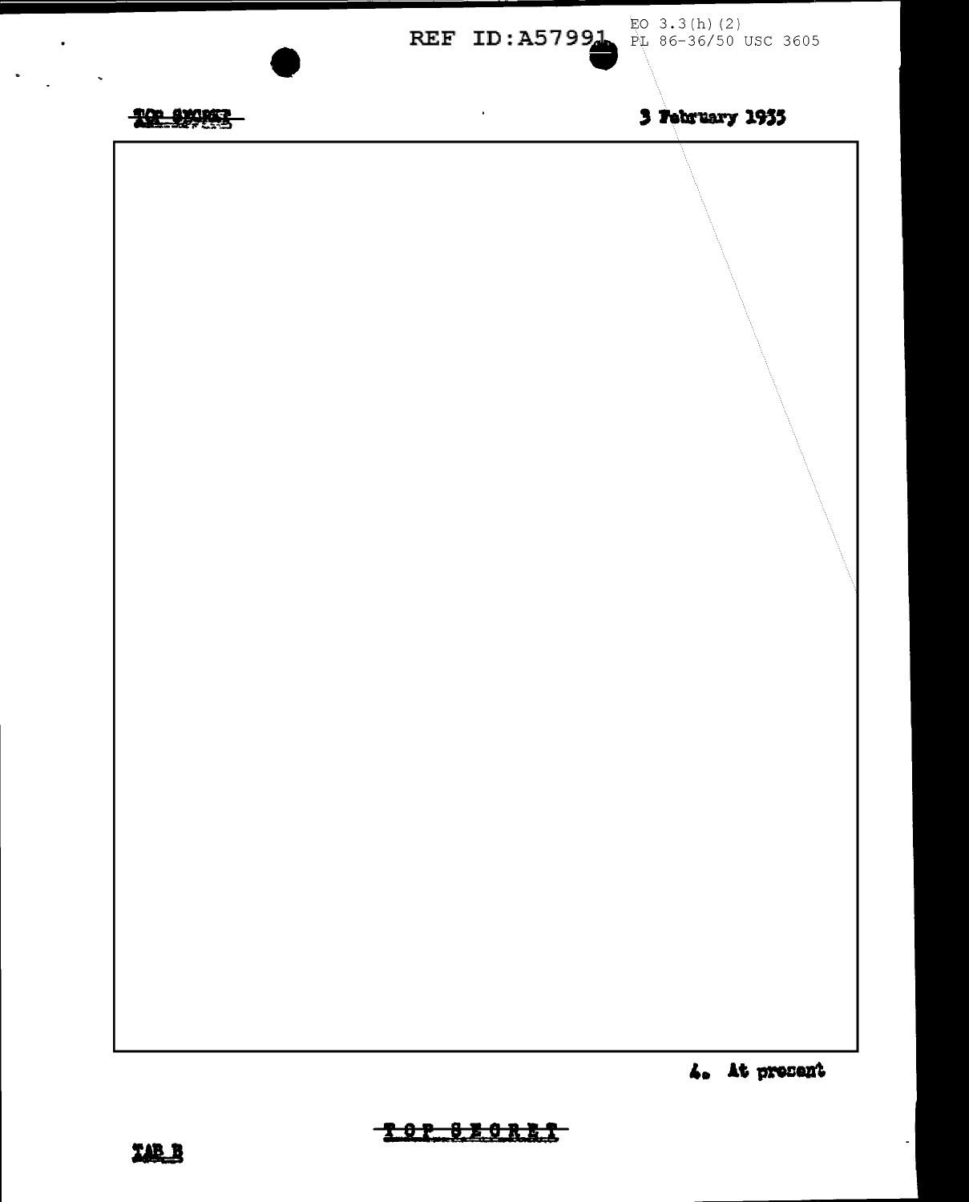REF ID:A57991

EO 3.3(h)(2)
PL 86-36/50 USC 3605

TOP SECRET

3 February 1955

4. At present

TOP SECRET

TAB B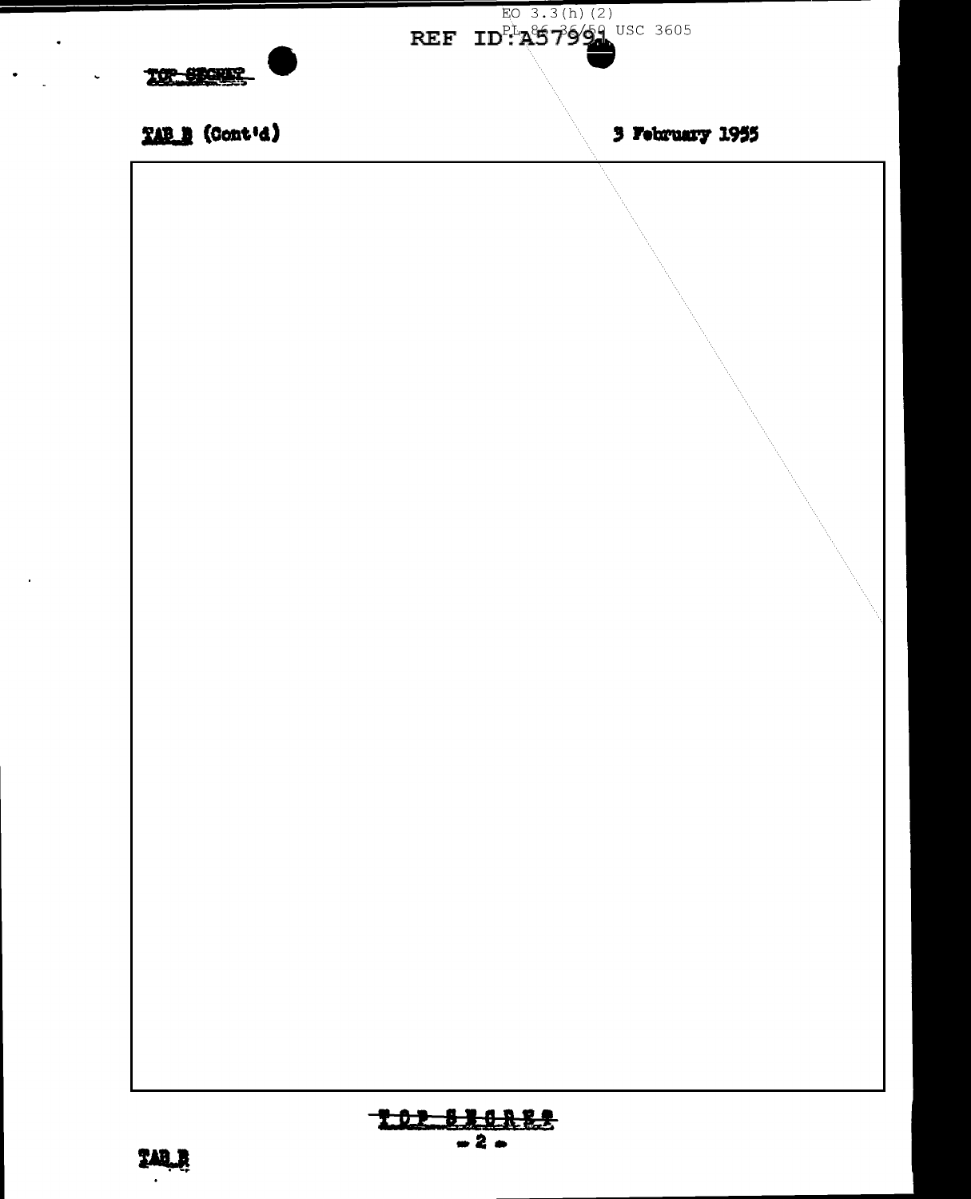EO 3.3(h)(2)
PL 86-36/50 USC 3605

TOP SECRET

TAB B (Cont'd) 3 February 1955

TOP SECRET

TAB B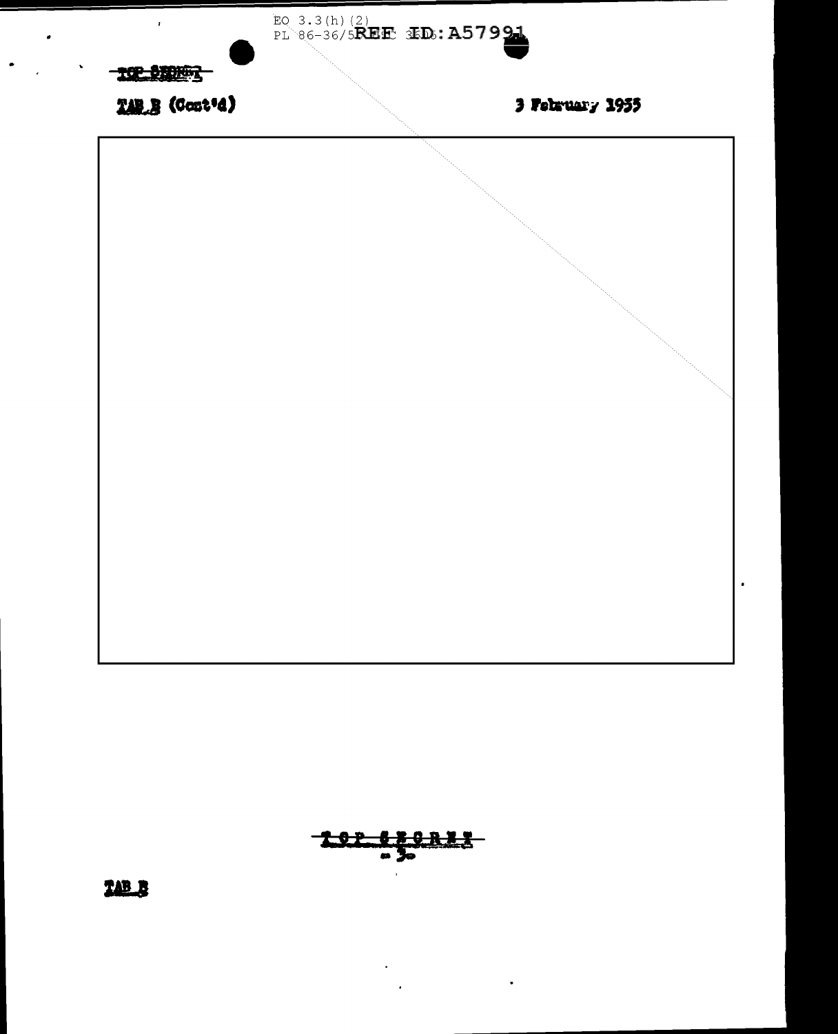EO 3.3(h)(2)
PL 86-36/50 USC 3605

TOP SECRET

TAB B (Cont'd)

3 February 1955

TOP SECRET

TAB B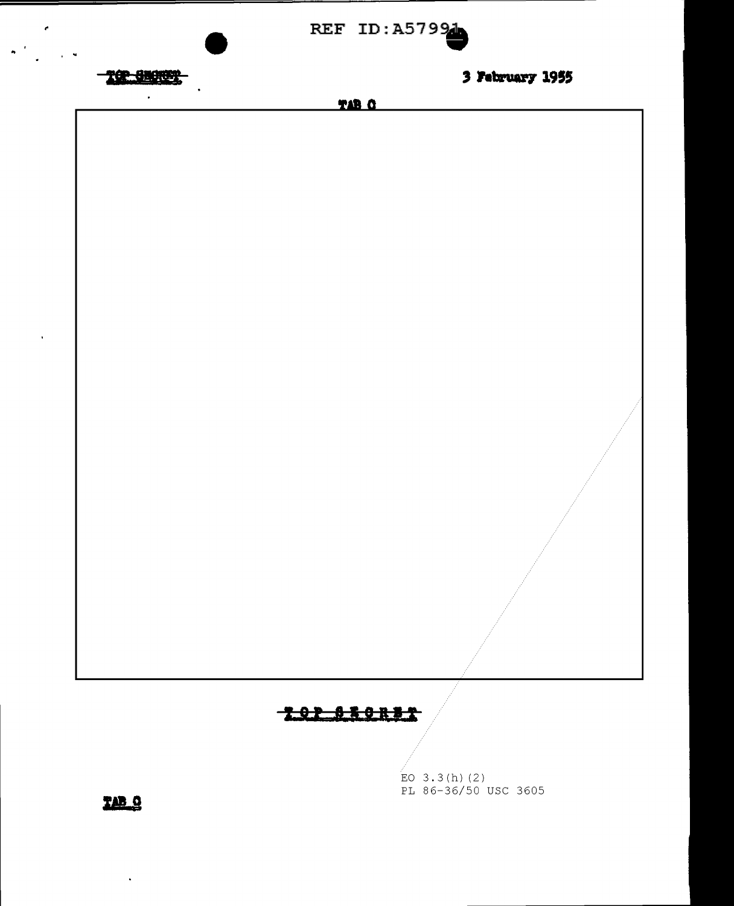REF ID:A57991

~~TOP SECRET~~

3 February 1955

TAB C

~~TOP SECRET~~

EO 3.3(h)(2)
PL 86-36/50 USC 3605

TAB C